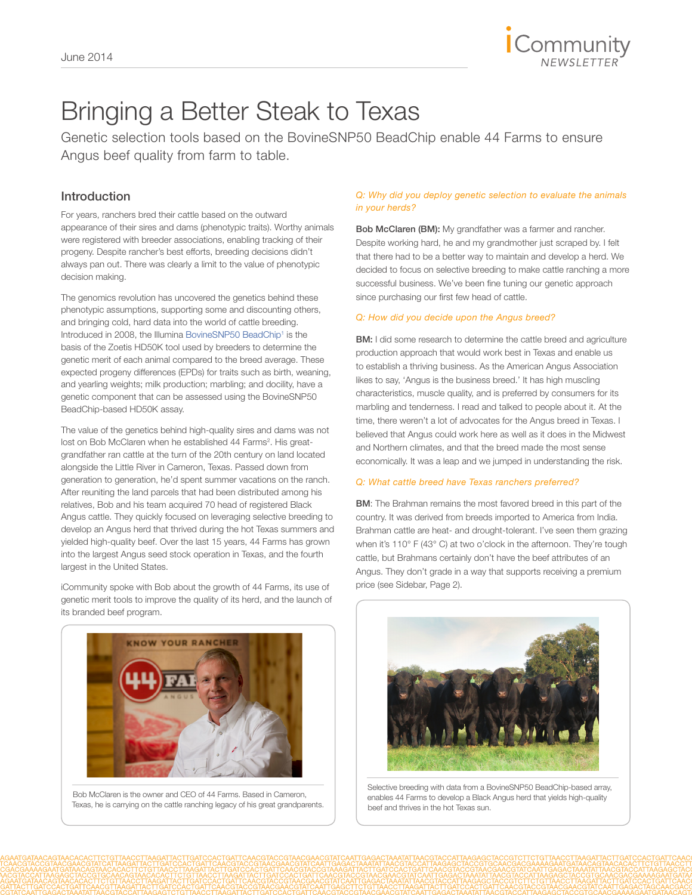# Bringing a Better Steak to Texas

Genetic selection tools based on the BovineSNP50 BeadChip enable 44 Farms to ensure Angus beef quality from farm to table.

## Introduction

For years, ranchers bred their cattle based on the outward appearance of their sires and dams (phenotypic traits). Worthy animals were registered with breeder associations, enabling tracking of their progeny. Despite rancher's best efforts, breeding decisions didn't always pan out. There was clearly a limit to the value of phenotypic decision making.

The genomics revolution has uncovered the genetics behind these phenotypic assumptions, supporting some and discounting others, and bringing cold, hard data into the world of cattle breeding. Introduced in 2008, the Illumina BovineSNP50 BeadChip[1] is the basis of the Zoetis HD50K tool used by breeders to determine the genetic merit of each animal compared to the breed average. These expected progeny differences (EPDs) for traits such as birth, weaning, and yearling weights; milk production; marbling; and docility, have a genetic component that can be assessed using the BovineSNP50 BeadChip-based HD50K assay.

The value of the genetics behind high-quality sires and dams was not lost on Bob McClaren when he established 44 Farms[2]. His great-grandfather ran cattle at the turn of the 20th century on land located alongside the Little River in Cameron, Texas. Passed down from generation to generation, he'd spent summer vacations on the ranch. After reuniting the land parcels that had been distributed among his relatives, Bob and his team acquired 70 head of registered Black Angus cattle. They quickly focused on leveraging selective breeding to develop an Angus herd that thrived during the hot Texas summers and yielded high-quality beef. Over the last 15 years, 44 Farms has grown into the largest Angus seed stock operation in Texas, and the fourth largest in the United States.

iCommunity spoke with Bob about the growth of 44 Farms, its use of genetic merit tools to improve the quality of its herd, and the launch of its branded beef program.

Bob McClaren is the owner and CEO of 44 Farms. Based in Cameron, Texas, he is carrying on the cattle ranching legacy of his great grandparents.

*Q: Why did you deploy genetic selection to evaluate the animals in your herds?*

**Bob McClaren (BM):** My grandfather was a farmer and rancher. Despite working hard, he and my grandmother just scraped by. I felt that there had to be a better way to maintain and develop a herd. We decided to focus on selective breeding to make cattle ranching a more successful business. We've been fine tuning our genetic approach since purchasing our first few head of cattle.

*Q: How did you decide upon the Angus breed?*

**BM:** I did some research to determine the cattle breed and agriculture production approach that would work best in Texas and enable us to establish a thriving business. As the American Angus Association likes to say, 'Angus is the business breed.' It has high muscling characteristics, muscle quality, and is preferred by consumers for its marbling and tenderness. I read and talked to people about it. At the time, there weren't a lot of advocates for the Angus breed in Texas. I believed that Angus could work here as well as it does in the Midwest and Northern climates, and that the breed made the most sense economically. It was a leap and we jumped in understanding the risk.

*Q: What cattle breed have Texas ranchers preferred?*

**BM**: The Brahman remains the most favored breed in this part of the country. It was derived from breeds imported to America from India. Brahman cattle are heat- and drought-tolerant. I've seen them grazing when it's 110° F (43° C) at two o'clock in the afternoon. They're tough cattle, but Brahmans certainly don't have the beef attributes of an Angus. They don't grade in a way that supports receiving a premium price (see Sidebar, Page 2).

Selective breeding with data from a BovineSNP50 BeadChip-based array, enables 44 Farms to develop a Black Angus herd that yields high-quality beef and thrives in the hot Texas sun.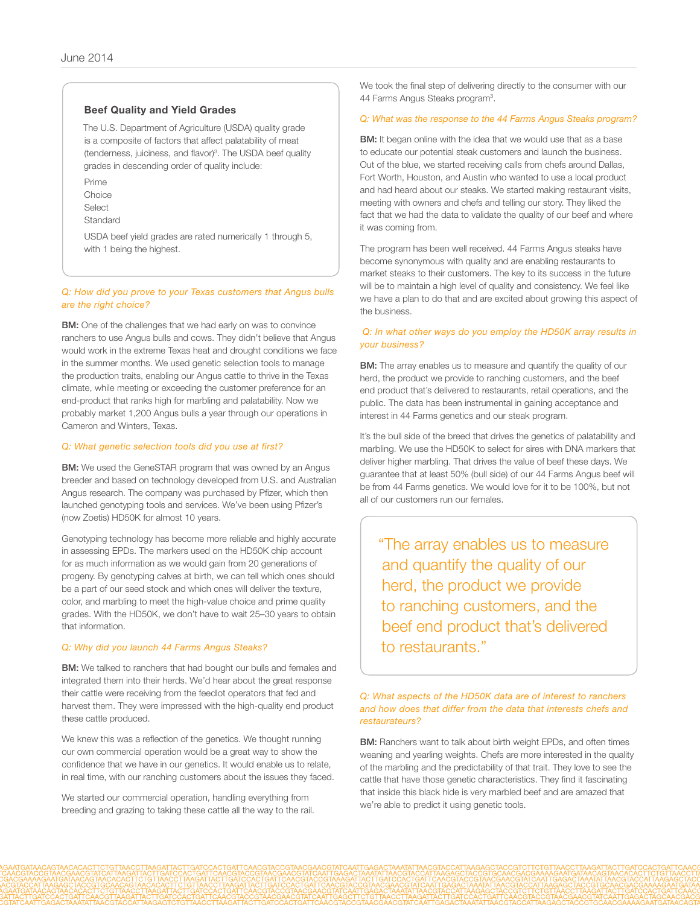### Beef Quality and Yield Grades

The U.S. Department of Agriculture (USDA) quality grade is a composite of factors that affect palatability of meat (tenderness, juiciness, and flavor)[3]. The USDA beef quality grades in descending order of quality include:

Prime
Choice
Select
Standard

USDA beef yield grades are rated numerically 1 through 5, with 1 being the highest.

*Q: How did you prove to your Texas customers that Angus bulls are the right choice?*

**BM:** One of the challenges that we had early on was to convince ranchers to use Angus bulls and cows. They didn't believe that Angus would work in the extreme Texas heat and drought conditions we face in the summer months. We used genetic selection tools to manage the production traits, enabling our Angus cattle to thrive in the Texas climate, while meeting or exceeding the customer preference for an end-product that ranks high for marbling and palatability. Now we probably market 1,200 Angus bulls a year through our operations in Cameron and Winters, Texas.

*Q: What genetic selection tools did you use at first?*

**BM:** We used the GeneSTAR program that was owned by an Angus breeder and based on technology developed from U.S. and Australian Angus research. The company was purchased by Pfizer, which then launched genotyping tools and services. We've been using Pfizer's (now Zoetis) HD50K for almost 10 years.

Genotyping technology has become more reliable and highly accurate in assessing EPDs. The markers used on the HD50K chip account for as much information as we would gain from 20 generations of progeny. By genotyping calves at birth, we can tell which ones should be a part of our seed stock and which ones will deliver the texture, color, and marbling to meet the high-value choice and prime quality grades. With the HD50K, we don't have to wait 25–30 years to obtain that information.

*Q: Why did you launch 44 Farms Angus Steaks?*

**BM:** We talked to ranchers that had bought our bulls and females and integrated them into their herds. We'd hear about the great response their cattle were receiving from the feedlot operators that fed and harvest them. They were impressed with the high-quality end product these cattle produced.

We knew this was a reflection of the genetics. We thought running our own commercial operation would be a great way to show the confidence that we have in our genetics. It would enable us to relate, in real time, with our ranching customers about the issues they faced.

We started our commercial operation, handling everything from breeding and grazing to taking these cattle all the way to the rail. We took the final step of delivering directly to the consumer with our 44 Farms Angus Steaks program[3].

*Q: What was the response to the 44 Farms Angus Steaks program?*

**BM:** It began online with the idea that we would use that as a base to educate our potential steak customers and launch the business. Out of the blue, we started receiving calls from chefs around Dallas, Fort Worth, Houston, and Austin who wanted to use a local product and had heard about our steaks. We started making restaurant visits, meeting with owners and chefs and telling our story. They liked the fact that we had the data to validate the quality of our beef and where it was coming from.

The program has been well received. 44 Farms Angus steaks have become synonymous with quality and are enabling restaurants to market steaks to their customers. The key to its success in the future will be to maintain a high level of quality and consistency. We feel like we have a plan to do that and are excited about growing this aspect of the business.

*Q: In what other ways do you employ the HD50K array results in your business?*

**BM:** The array enables us to measure and quantify the quality of our herd, the product we provide to ranching customers, and the beef end product that's delivered to restaurants, retail operations, and the public. The data has been instrumental in gaining acceptance and interest in 44 Farms genetics and our steak program.

It's the bull side of the breed that drives the genetics of palatability and marbling. We use the HD50K to select for sires with DNA markers that deliver higher marbling. That drives the value of beef these days. We guarantee that at least 50% (bull side) of our 44 Farms Angus beef will be from 44 Farms genetics. We would love for it to be 100%, but not all of our customers run our females.

> "The array enables us to measure and quantify the quality of our herd, the product we provide to ranching customers, and the beef end product that's delivered to restaurants."

*Q: What aspects of the HD50K data are of interest to ranchers and how does that differ from the data that interests chefs and restaurateurs?*

**BM:** Ranchers want to talk about birth weight EPDs, and often times weaning and yearling weights. Chefs are more interested in the quality of the marbling and the predictability of that trait. They love to see the cattle that have those genetic characteristics. They find it fascinating that inside this black hide is very marbled beef and are amazed that we're able to predict it using genetic tools.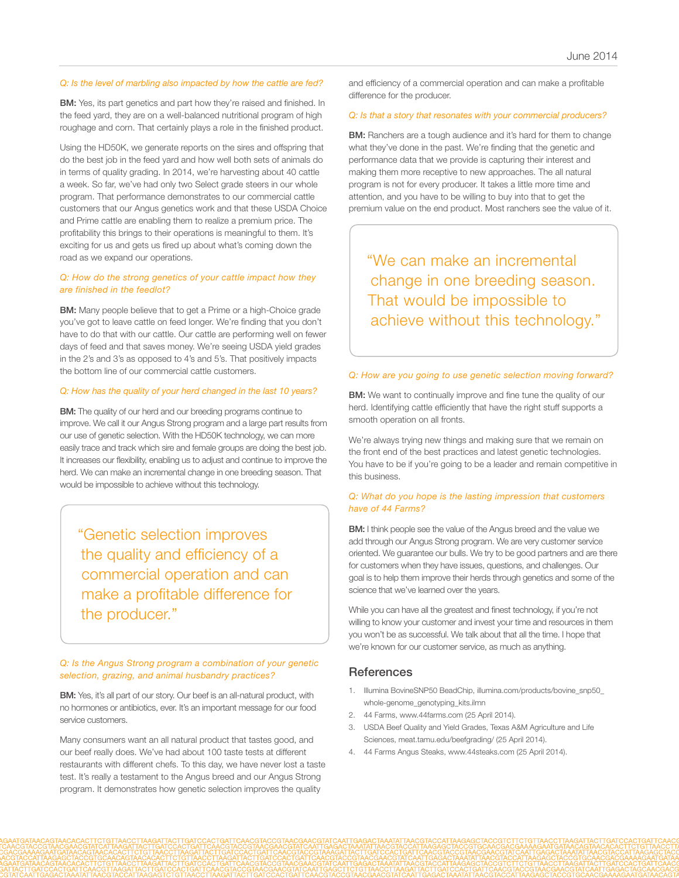*Q: Is the level of marbling also impacted by how the cattle are fed?*

**BM:** Yes, its part genetics and part how they're raised and finished. In the feed yard, they are on a well-balanced nutritional program of high roughage and corn. That certainly plays a role in the finished product.

Using the HD50K, we generate reports on the sires and offspring that do the best job in the feed yard and how well both sets of animals do in terms of quality grading. In 2014, we're harvesting about 40 cattle a week. So far, we've had only two Select grade steers in our whole program. That performance demonstrates to our commercial cattle customers that our Angus genetics work and that these USDA Choice and Prime cattle are enabling them to realize a premium price. The profitability this brings to their operations is meaningful to them. It's exciting for us and gets us fired up about what's coming down the road as we expand our operations.

*Q: How do the strong genetics of your cattle impact how they are finished in the feedlot?*

**BM:** Many people believe that to get a Prime or a high-Choice grade you've got to leave cattle on feed longer. We're finding that you don't have to do that with our cattle. Our cattle are performing well on fewer days of feed and that saves money. We're seeing USDA yield grades in the 2's and 3's as opposed to 4's and 5's. That positively impacts the bottom line of our commercial cattle customers.

*Q: How has the quality of your herd changed in the last 10 years?*

**BM:** The quality of our herd and our breeding programs continue to improve. We call it our Angus Strong program and a large part results from our use of genetic selection. With the HD50K technology, we can more easily trace and track which sire and female groups are doing the best job. It increases our flexibility, enabling us to adjust and continue to improve the herd. We can make an incremental change in one breeding season. That would be impossible to achieve without this technology.

> "Genetic selection improves the quality and efficiency of a commercial operation and can make a profitable difference for the producer."

*Q: Is the Angus Strong program a combination of your genetic selection, grazing, and animal husbandry practices?*

**BM:** Yes, it's all part of our story. Our beef is an all-natural product, with no hormones or antibiotics, ever. It's an important message for our food service customers.

Many consumers want an all natural product that tastes good, and our beef really does. We've had about 100 taste tests at different restaurants with different chefs. To this day, we have never lost a taste test. It's really a testament to the Angus breed and our Angus Strong program. It demonstrates how genetic selection improves the quality and efficiency of a commercial operation and can make a profitable difference for the producer.

*Q: Is that a story that resonates with your commercial producers?*

**BM:** Ranchers are a tough audience and it's hard for them to change what they've done in the past. We're finding that the genetic and performance data that we provide is capturing their interest and making them more receptive to new approaches. The all natural program is not for every producer. It takes a little more time and attention, and you have to be willing to buy into that to get the premium value on the end product. Most ranchers see the value of it.

> "We can make an incremental change in one breeding season. That would be impossible to achieve without this technology."

*Q: How are you going to use genetic selection moving forward?*

**BM:** We want to continually improve and fine tune the quality of our herd. Identifying cattle efficiently that have the right stuff supports a smooth operation on all fronts.

We're always trying new things and making sure that we remain on the front end of the best practices and latest genetic technologies. You have to be if you're going to be a leader and remain competitive in this business.

*Q: What do you hope is the lasting impression that customers have of 44 Farms?*

**BM:** I think people see the value of the Angus breed and the value we add through our Angus Strong program. We are very customer service oriented. We guarantee our bulls. We try to be good partners and are there for customers when they have issues, questions, and challenges. Our goal is to help them improve their herds through genetics and some of the science that we've learned over the years.

While you can have all the greatest and finest technology, if you're not willing to know your customer and invest your time and resources in them you won't be as successful. We talk about that all the time. I hope that we're known for our customer service, as much as anything.

## References

1. Illumina BovineSNP50 BeadChip, illumina.com/products/bovine_snp50_whole-genome_genotyping_kits.ilmn
2. 44 Farms, www.44farms.com (25 April 2014).
3. USDA Beef Quality and Yield Grades, Texas A&M Agriculture and Life Sciences, meat.tamu.edu/beefgrading/ (25 April 2014).
4. 44 Farms Angus Steaks, www.44steaks.com (25 April 2014).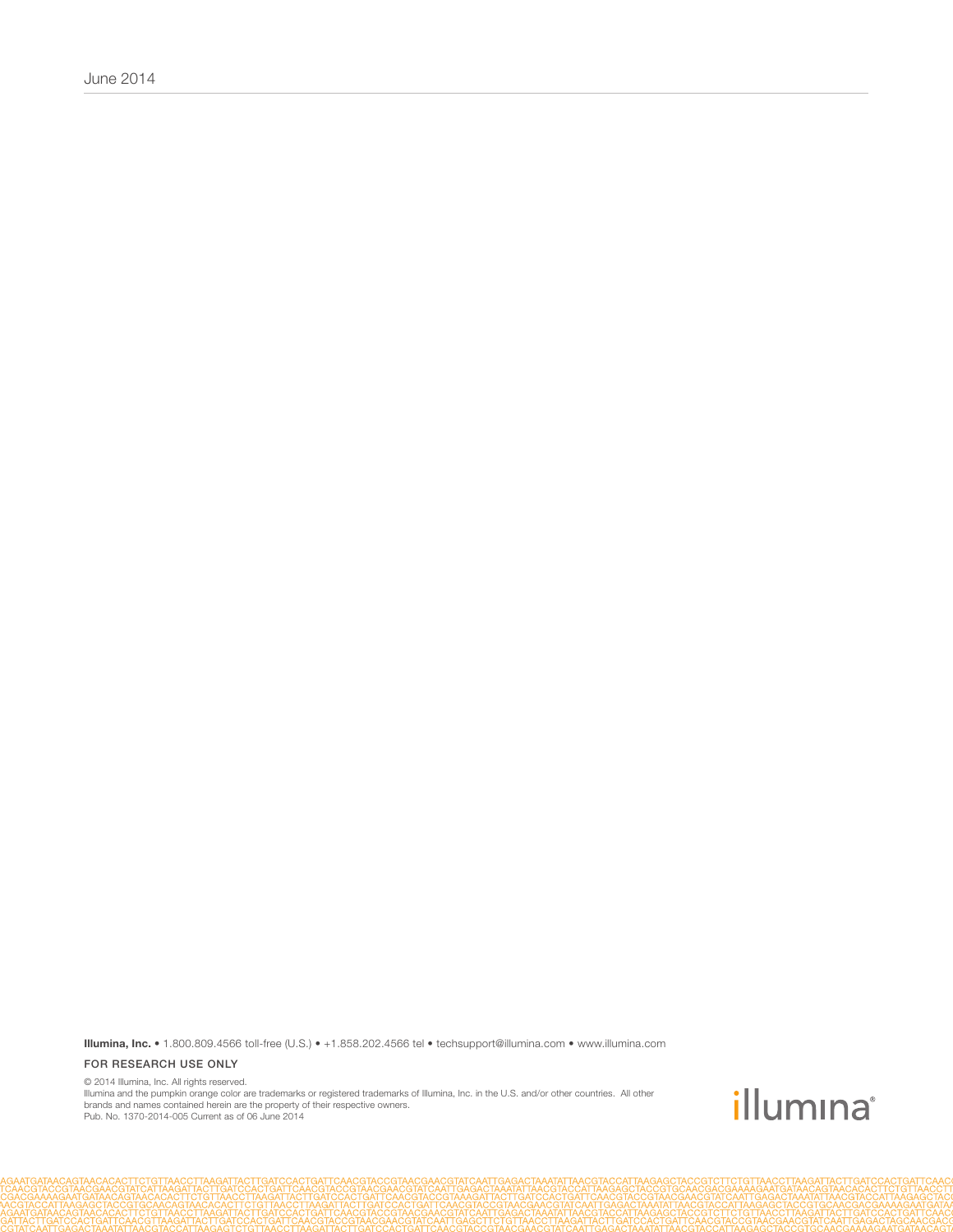June 2014

**Illumina, Inc.** • 1.800.809.4566 toll-free (U.S.) • +1.858.202.4566 tel • techsupport@illumina.com • www.illumina.com

FOR RESEARCH USE ONLY

© 2014 Illumina, Inc. All rights reserved.
Illumina and the pumpkin orange color are trademarks or registered trademarks of Illumina, Inc. in the U.S. and/or other countries. All other brands and names contained herein are the property of their respective owners.
Pub. No. 1370-2014-005 Current as of 06 June 2014